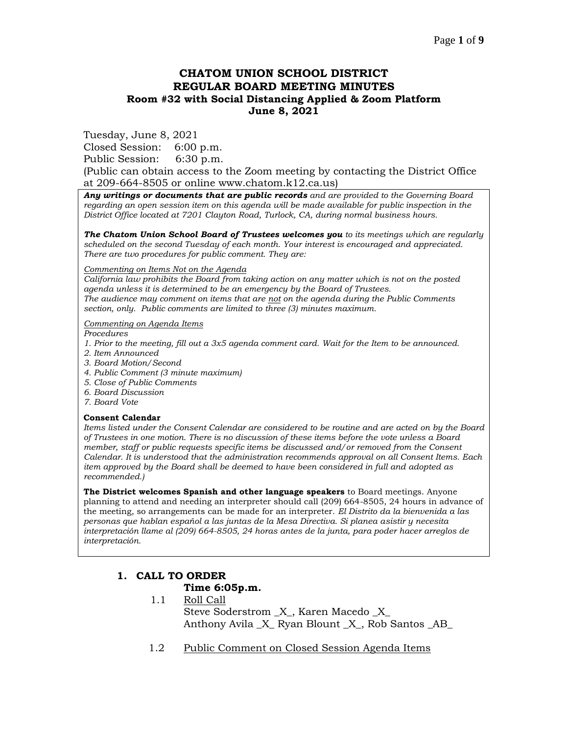# CHATOM UNION SCHOOL DISTRICT
## REGULAR BOARD MEETING MINUTES
### Room #32 with Social Distancing Applied & Zoom Platform
### June 8, 2021

Tuesday, June 8, 2021
Closed Session: 6:00 p.m.
Public Session: 6:30 p.m.
(Public can obtain access to the Zoom meeting by contacting the District Office at 209-664-8505 or online www.chatom.k12.ca.us)

***Any writings or documents that are public records*** *and are provided to the Governing Board regarding an open session item on this agenda will be made available for public inspection in the District Office located at 7201 Clayton Road, Turlock, CA, during normal business hours.*

***The Chatom Union School Board of Trustees welcomes you*** *to its meetings which are regularly scheduled on the second Tuesday of each month. Your interest is encouraged and appreciated. There are two procedures for public comment. They are:*

*Commenting on Items Not on the Agenda*
*California law prohibits the Board from taking action on any matter which is not on the posted agenda unless it is determined to be an emergency by the Board of Trustees.*
*The audience may comment on items that are not on the agenda during the Public Comments section, only. Public comments are limited to three (3) minutes maximum.*

*Commenting on Agenda Items*
*Procedures*
1. *Prior to the meeting, fill out a 3x5 agenda comment card. Wait for the Item to be announced.*
2. *Item Announced*
3. *Board Motion/Second*
4. *Public Comment (3 minute maximum)*
5. *Close of Public Comments*
6. *Board Discussion*
7. *Board Vote*

**Consent Calendar**
*Items listed under the Consent Calendar are considered to be routine and are acted on by the Board of Trustees in one motion. There is no discussion of these items before the vote unless a Board member, staff or public requests specific items be discussed and/or removed from the Consent Calendar. It is understood that the administration recommends approval on all Consent Items. Each item approved by the Board shall be deemed to have been considered in full and adopted as recommended.)*

**The District welcomes Spanish and other language speakers** to Board meetings. Anyone planning to attend and needing an interpreter should call (209) 664-8505, 24 hours in advance of the meeting, so arrangements can be made for an interpreter. *El Distrito da la bienvenida a las personas que hablan español a las juntas de la Mesa Directiva. Si planea asistir y necesita interpretación llame al (209) 664-8505, 24 horas antes de la junta, para poder hacer arreglos de interpretación.*

## 1. CALL TO ORDER

**Time 6:05p.m.**

1.1 Roll Call
Steve Soderstrom _X_, Karen Macedo _X_
Anthony Avila _X_ Ryan Blount _X_, Rob Santos _AB_

1.2 Public Comment on Closed Session Agenda Items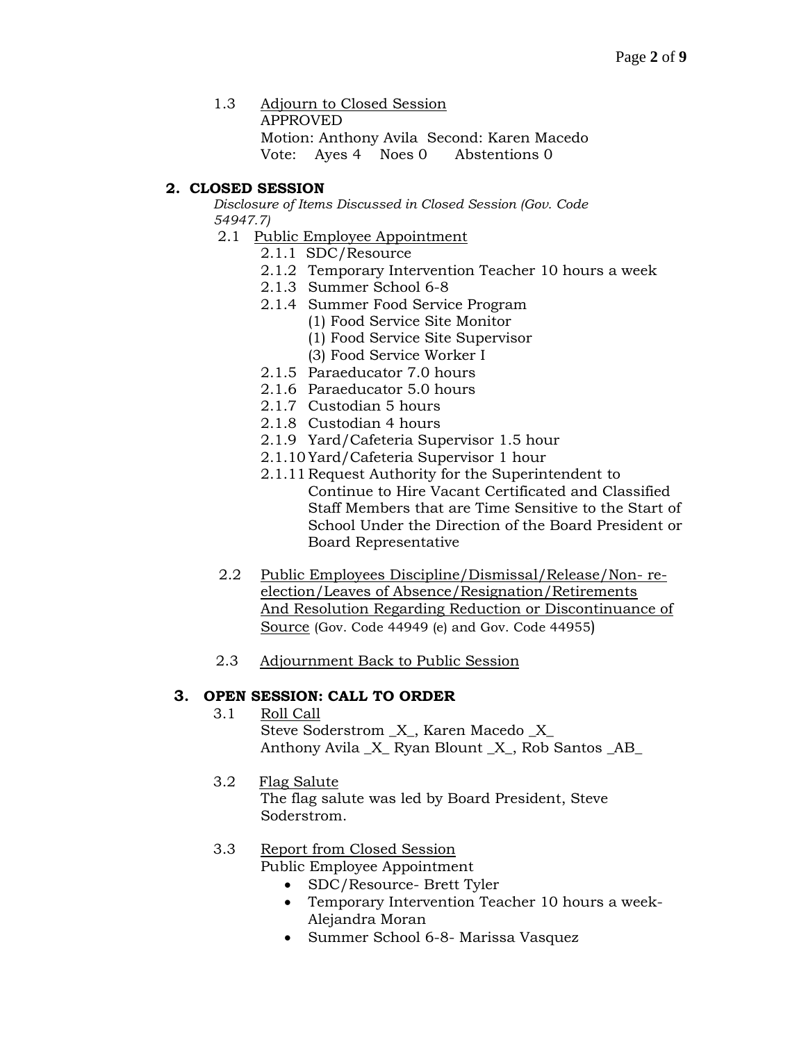1.3 Adjourn to Closed Session
APPROVED
Motion: Anthony Avila Second: Karen Macedo
Vote: Ayes 4 Noes 0 Abstentions 0

## 2. CLOSED SESSION

*Disclosure of Items Discussed in Closed Session (Gov. Code 54947.7)*

2.1 Public Employee Appointment

- 2.1.1 SDC/Resource
- 2.1.2 Temporary Intervention Teacher 10 hours a week
- 2.1.3 Summer School 6-8
- 2.1.4 Summer Food Service Program
  - (1) Food Service Site Monitor
  - (1) Food Service Site Supervisor
  - (3) Food Service Worker I
- 2.1.5 Paraeducator 7.0 hours
- 2.1.6 Paraeducator 5.0 hours
- 2.1.7 Custodian 5 hours
- 2.1.8 Custodian 4 hours
- 2.1.9 Yard/Cafeteria Supervisor 1.5 hour
- 2.1.10 Yard/Cafeteria Supervisor 1 hour
- 2.1.11 Request Authority for the Superintendent to Continue to Hire Vacant Certificated and Classified Staff Members that are Time Sensitive to the Start of School Under the Direction of the Board President or Board Representative

2.2 Public Employees Discipline/Dismissal/Release/Non- re-election/Leaves of Absence/Resignation/Retirements And Resolution Regarding Reduction or Discontinuance of Source (Gov. Code 44949 (e) and Gov. Code 44955)

2.3 Adjournment Back to Public Session

## 3. OPEN SESSION: CALL TO ORDER

3.1 Roll Call
Steve Soderstrom _X_, Karen Macedo _X_
Anthony Avila _X_ Ryan Blount _X_, Rob Santos _AB_

3.2 Flag Salute
The flag salute was led by Board President, Steve Soderstrom.

3.3 Report from Closed Session
Public Employee Appointment

- SDC/Resource- Brett Tyler
- Temporary Intervention Teacher 10 hours a week- Alejandra Moran
- Summer School 6-8- Marissa Vasquez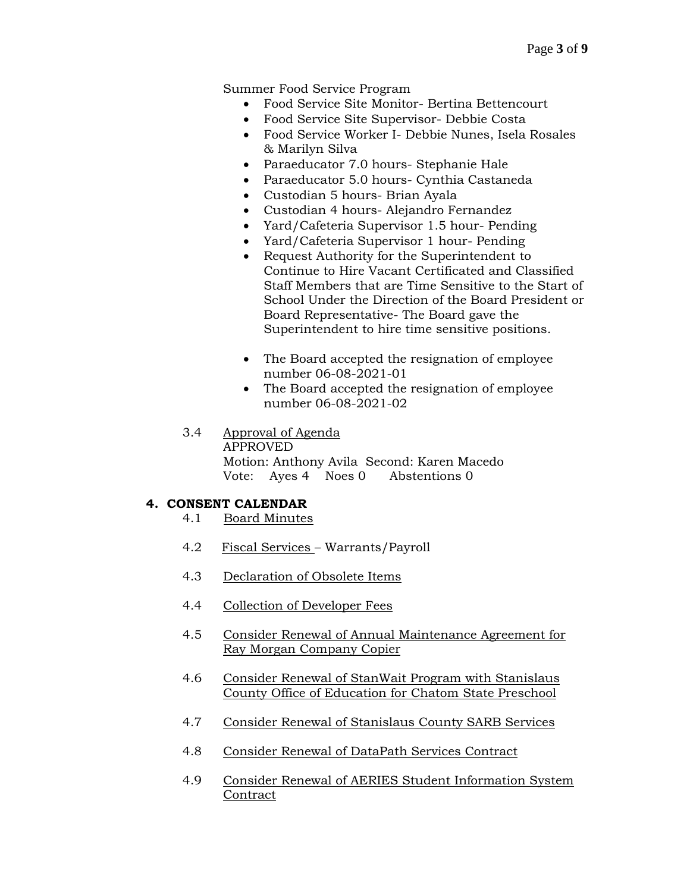Summer Food Service Program

- Food Service Site Monitor- Bertina Bettencourt
- Food Service Site Supervisor- Debbie Costa
- Food Service Worker I- Debbie Nunes, Isela Rosales & Marilyn Silva
- Paraeducator 7.0 hours- Stephanie Hale
- Paraeducator 5.0 hours- Cynthia Castaneda
- Custodian 5 hours- Brian Ayala
- Custodian 4 hours- Alejandro Fernandez
- Yard/Cafeteria Supervisor 1.5 hour- Pending
- Yard/Cafeteria Supervisor 1 hour- Pending
- Request Authority for the Superintendent to Continue to Hire Vacant Certificated and Classified Staff Members that are Time Sensitive to the Start of School Under the Direction of the Board President or Board Representative- The Board gave the Superintendent to hire time sensitive positions.

- The Board accepted the resignation of employee number 06-08-2021-01
- The Board accepted the resignation of employee number 06-08-2021-02

3.4 Approval of Agenda
APPROVED
Motion: Anthony Avila Second: Karen Macedo
Vote: Ayes 4 Noes 0 Abstentions 0

## 4. CONSENT CALENDAR

4.1 Board Minutes

4.2 Fiscal Services – Warrants/Payroll

4.3 Declaration of Obsolete Items

4.4 Collection of Developer Fees

4.5 Consider Renewal of Annual Maintenance Agreement for Ray Morgan Company Copier

4.6 Consider Renewal of StanWait Program with Stanislaus County Office of Education for Chatom State Preschool

4.7 Consider Renewal of Stanislaus County SARB Services

4.8 Consider Renewal of DataPath Services Contract

4.9 Consider Renewal of AERIES Student Information System Contract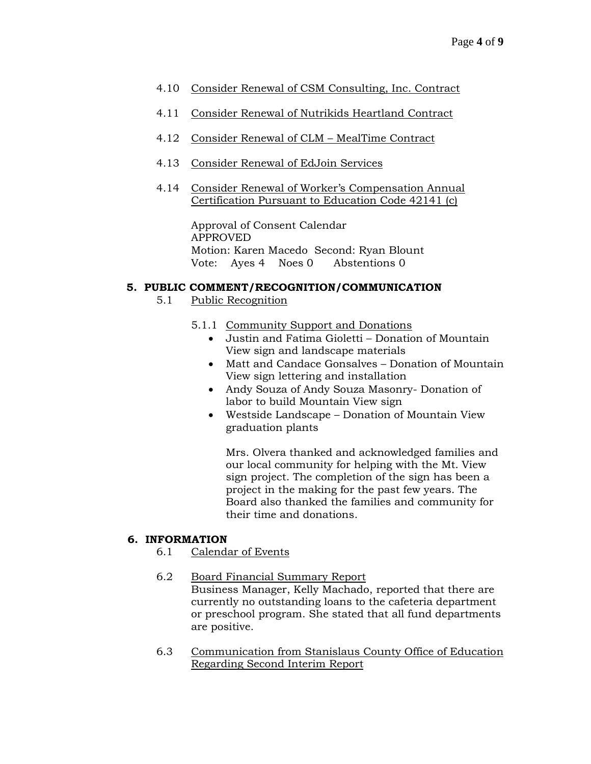4.10 Consider Renewal of CSM Consulting, Inc. Contract

4.11 Consider Renewal of Nutrikids Heartland Contract

4.12 Consider Renewal of CLM – MealTime Contract

4.13 Consider Renewal of EdJoin Services

4.14 Consider Renewal of Worker's Compensation Annual Certification Pursuant to Education Code 42141 (c)

Approval of Consent Calendar
APPROVED
Motion: Karen Macedo Second: Ryan Blount
Vote: Ayes 4 Noes 0 Abstentions 0

## 5. PUBLIC COMMENT/RECOGNITION/COMMUNICATION

5.1 Public Recognition

5.1.1 Community Support and Donations

- Justin and Fatima Gioletti – Donation of Mountain View sign and landscape materials
- Matt and Candace Gonsalves – Donation of Mountain View sign lettering and installation
- Andy Souza of Andy Souza Masonry- Donation of labor to build Mountain View sign
- Westside Landscape – Donation of Mountain View graduation plants

Mrs. Olvera thanked and acknowledged families and our local community for helping with the Mt. View sign project. The completion of the sign has been a project in the making for the past few years. The Board also thanked the families and community for their time and donations.

## 6. INFORMATION

6.1 Calendar of Events

6.2 Board Financial Summary Report
Business Manager, Kelly Machado, reported that there are currently no outstanding loans to the cafeteria department or preschool program. She stated that all fund departments are positive.

6.3 Communication from Stanislaus County Office of Education Regarding Second Interim Report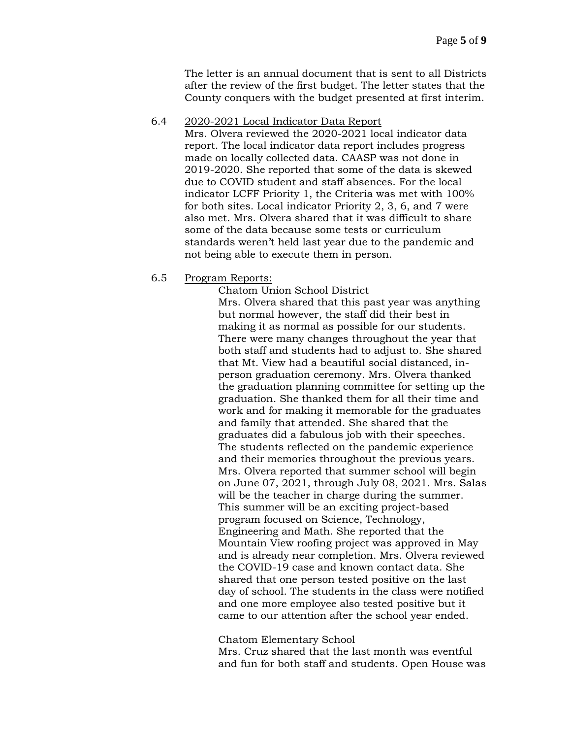The letter is an annual document that is sent to all Districts after the review of the first budget. The letter states that the County conquers with the budget presented at first interim.

6.4 <u>2020-2021 Local Indicator Data Report</u>

Mrs. Olvera reviewed the 2020-2021 local indicator data report. The local indicator data report includes progress made on locally collected data. CAASP was not done in 2019-2020. She reported that some of the data is skewed due to COVID student and staff absences. For the local indicator LCFF Priority 1, the Criteria was met with 100% for both sites. Local indicator Priority 2, 3, 6, and 7 were also met. Mrs. Olvera shared that it was difficult to share some of the data because some tests or curriculum standards weren't held last year due to the pandemic and not being able to execute them in person.

6.5 <u>Program Reports:</u>

Chatom Union School District

Mrs. Olvera shared that this past year was anything but normal however, the staff did their best in making it as normal as possible for our students. There were many changes throughout the year that both staff and students had to adjust to. She shared that Mt. View had a beautiful social distanced, in-person graduation ceremony. Mrs. Olvera thanked the graduation planning committee for setting up the graduation. She thanked them for all their time and work and for making it memorable for the graduates and family that attended. She shared that the graduates did a fabulous job with their speeches. The students reflected on the pandemic experience and their memories throughout the previous years. Mrs. Olvera reported that summer school will begin on June 07, 2021, through July 08, 2021. Mrs. Salas will be the teacher in charge during the summer. This summer will be an exciting project-based program focused on Science, Technology, Engineering and Math. She reported that the Mountain View roofing project was approved in May and is already near completion. Mrs. Olvera reviewed the COVID-19 case and known contact data. She shared that one person tested positive on the last day of school. The students in the class were notified and one more employee also tested positive but it came to our attention after the school year ended.

Chatom Elementary School

Mrs. Cruz shared that the last month was eventful and fun for both staff and students. Open House was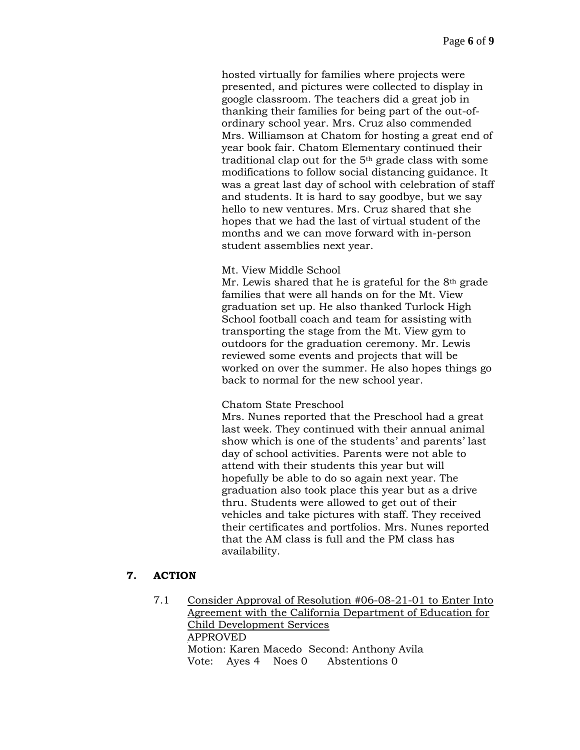hosted virtually for families where projects were presented, and pictures were collected to display in google classroom. The teachers did a great job in thanking their families for being part of the out-of-ordinary school year. Mrs. Cruz also commended Mrs. Williamson at Chatom for hosting a great end of year book fair. Chatom Elementary continued their traditional clap out for the 5th grade class with some modifications to follow social distancing guidance. It was a great last day of school with celebration of staff and students. It is hard to say goodbye, but we say hello to new ventures. Mrs. Cruz shared that she hopes that we had the last of virtual student of the months and we can move forward with in-person student assemblies next year.

Mt. View Middle School
Mr. Lewis shared that he is grateful for the 8th grade families that were all hands on for the Mt. View graduation set up. He also thanked Turlock High School football coach and team for assisting with transporting the stage from the Mt. View gym to outdoors for the graduation ceremony. Mr. Lewis reviewed some events and projects that will be worked on over the summer. He also hopes things go back to normal for the new school year.

Chatom State Preschool
Mrs. Nunes reported that the Preschool had a great last week. They continued with their annual animal show which is one of the students' and parents' last day of school activities. Parents were not able to attend with their students this year but will hopefully be able to do so again next year. The graduation also took place this year but as a drive thru. Students were allowed to get out of their vehicles and take pictures with staff. They received their certificates and portfolios. Mrs. Nunes reported that the AM class is full and the PM class has availability.

## 7. ACTION

7.1 Consider Approval of Resolution #06-08-21-01 to Enter Into Agreement with the California Department of Education for Child Development Services
APPROVED
Motion: Karen Macedo Second: Anthony Avila
Vote: Ayes 4 Noes 0 Abstentions 0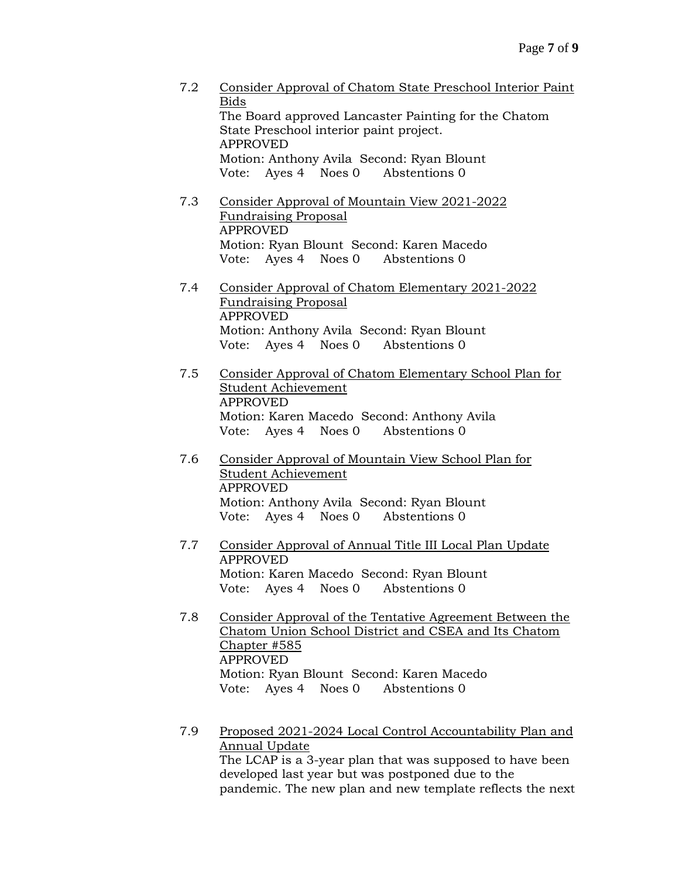7.2 <u>Consider Approval of Chatom State Preschool Interior Paint Bids</u>
The Board approved Lancaster Painting for the Chatom State Preschool interior paint project.
APPROVED
Motion: Anthony Avila Second: Ryan Blount
Vote: Ayes 4 Noes 0 Abstentions 0

7.3 <u>Consider Approval of Mountain View 2021-2022 Fundraising Proposal</u>
APPROVED
Motion: Ryan Blount Second: Karen Macedo
Vote: Ayes 4 Noes 0 Abstentions 0

7.4 <u>Consider Approval of Chatom Elementary 2021-2022 Fundraising Proposal</u>
APPROVED
Motion: Anthony Avila Second: Ryan Blount
Vote: Ayes 4 Noes 0 Abstentions 0

7.5 <u>Consider Approval of Chatom Elementary School Plan for Student Achievement</u>
APPROVED
Motion: Karen Macedo Second: Anthony Avila
Vote: Ayes 4 Noes 0 Abstentions 0

7.6 <u>Consider Approval of Mountain View School Plan for Student Achievement</u>
APPROVED
Motion: Anthony Avila Second: Ryan Blount
Vote: Ayes 4 Noes 0 Abstentions 0

7.7 <u>Consider Approval of Annual Title III Local Plan Update</u>
APPROVED
Motion: Karen Macedo Second: Ryan Blount
Vote: Ayes 4 Noes 0 Abstentions 0

7.8 <u>Consider Approval of the Tentative Agreement Between the Chatom Union School District and CSEA and Its Chatom Chapter #585</u>
APPROVED
Motion: Ryan Blount Second: Karen Macedo
Vote: Ayes 4 Noes 0 Abstentions 0

7.9 <u>Proposed 2021-2024 Local Control Accountability Plan and Annual Update</u>
The LCAP is a 3-year plan that was supposed to have been developed last year but was postponed due to the pandemic. The new plan and new template reflects the next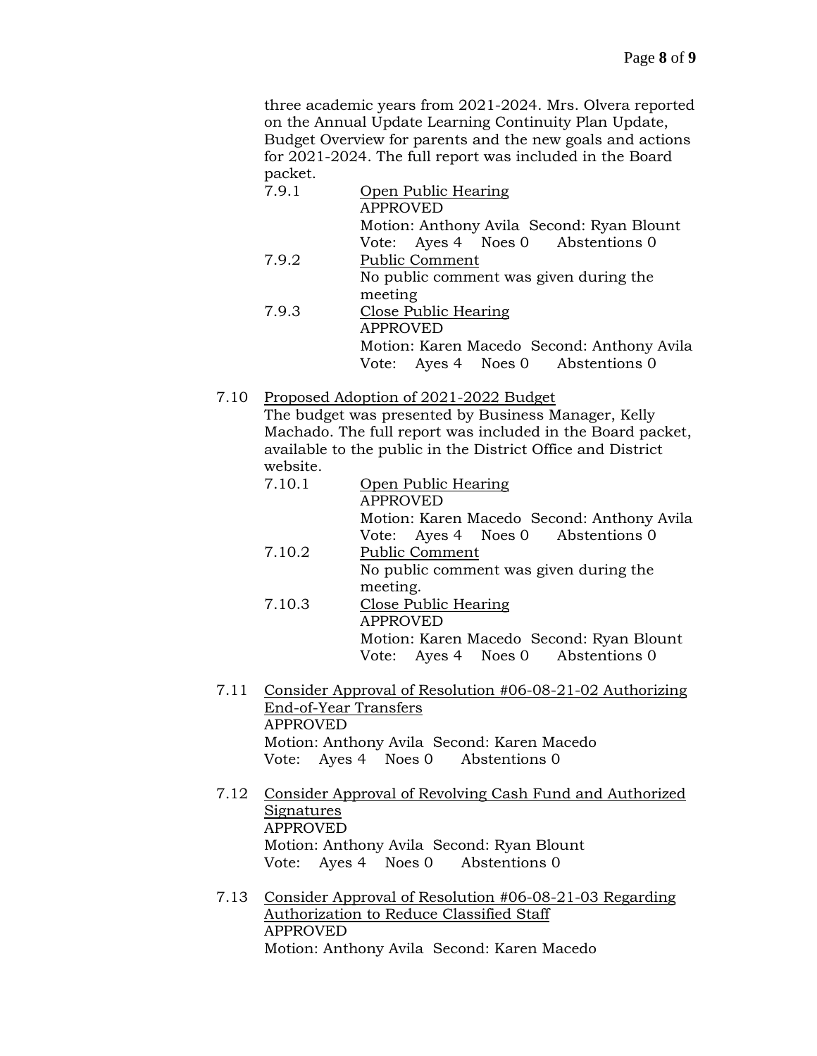three academic years from 2021-2024. Mrs. Olvera reported on the Annual Update Learning Continuity Plan Update, Budget Overview for parents and the new goals and actions for 2021-2024. The full report was included in the Board packet.

7.9.1 Open Public Hearing
APPROVED
Motion: Anthony Avila Second: Ryan Blount
Vote: Ayes 4 Noes 0 Abstentions 0

7.9.2 Public Comment
No public comment was given during the meeting

7.9.3 Close Public Hearing
APPROVED
Motion: Karen Macedo Second: Anthony Avila
Vote: Ayes 4 Noes 0 Abstentions 0

7.10 Proposed Adoption of 2021-2022 Budget
The budget was presented by Business Manager, Kelly Machado. The full report was included in the Board packet, available to the public in the District Office and District website.

7.10.1 Open Public Hearing
APPROVED
Motion: Karen Macedo Second: Anthony Avila
Vote: Ayes 4 Noes 0 Abstentions 0

7.10.2 Public Comment
No public comment was given during the meeting.

7.10.3 Close Public Hearing
APPROVED
Motion: Karen Macedo Second: Ryan Blount
Vote: Ayes 4 Noes 0 Abstentions 0

7.11 Consider Approval of Resolution #06-08-21-02 Authorizing End-of-Year Transfers
APPROVED
Motion: Anthony Avila Second: Karen Macedo
Vote: Ayes 4 Noes 0 Abstentions 0

7.12 Consider Approval of Revolving Cash Fund and Authorized Signatures
APPROVED
Motion: Anthony Avila Second: Ryan Blount
Vote: Ayes 4 Noes 0 Abstentions 0

7.13 Consider Approval of Resolution #06-08-21-03 Regarding Authorization to Reduce Classified Staff
APPROVED
Motion: Anthony Avila Second: Karen Macedo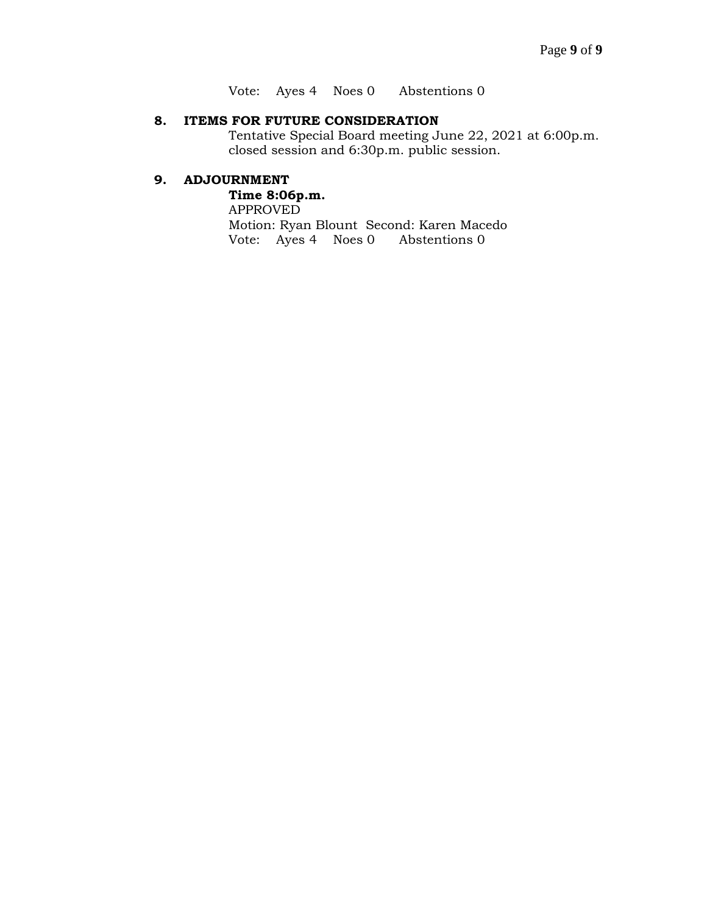Vote: Ayes 4 Noes 0 Abstentions 0

**8. ITEMS FOR FUTURE CONSIDERATION**

Tentative Special Board meeting June 22, 2021 at 6:00p.m. closed session and 6:30p.m. public session.

**9. ADJOURNMENT**

**Time 8:06p.m.**

APPROVED

Motion: Ryan Blount Second: Karen Macedo

Vote: Ayes 4 Noes 0 Abstentions 0